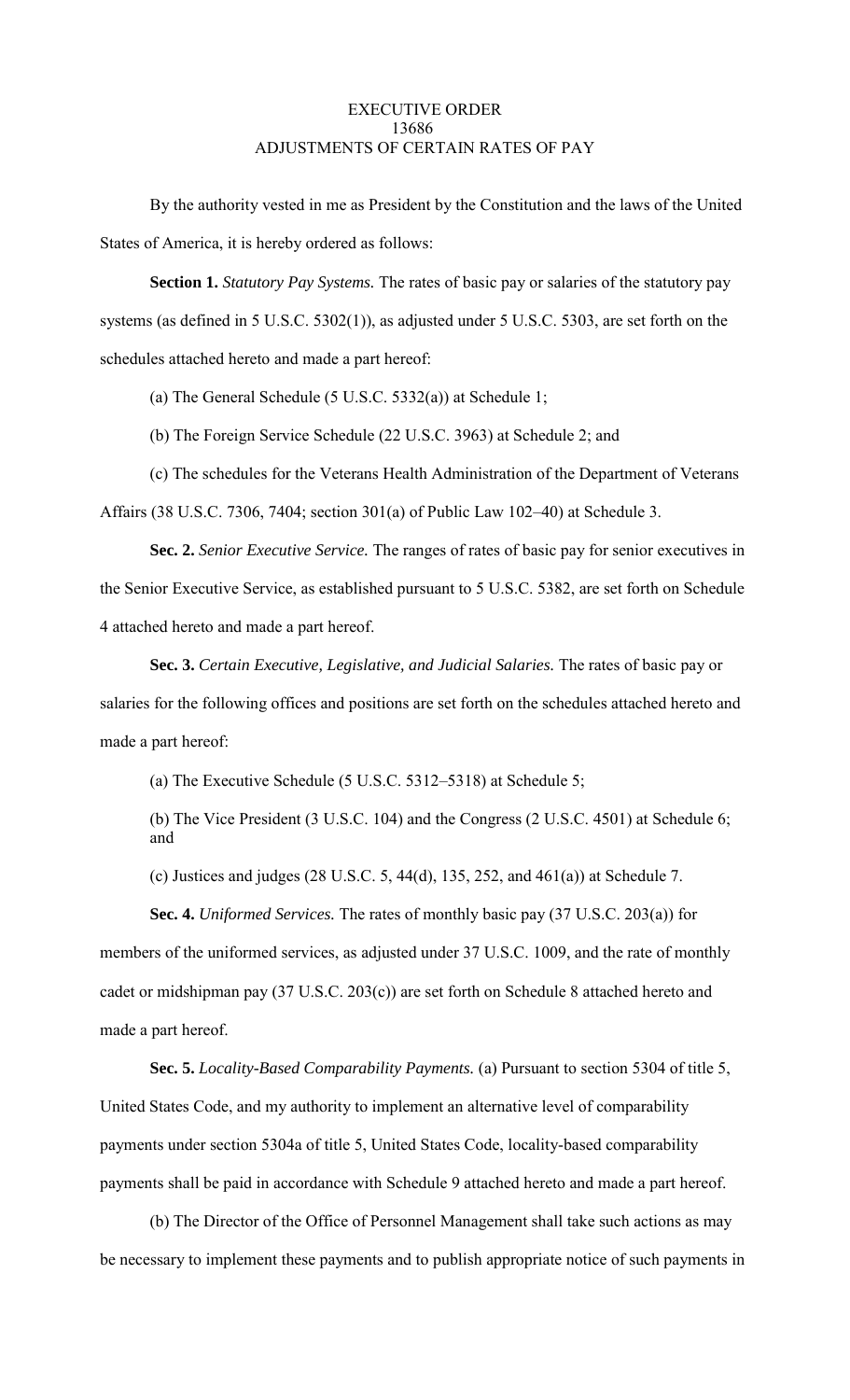# EXECUTIVE ORDER 13686
# ADJUSTMENTS OF CERTAIN RATES OF PAY

By the authority vested in me as President by the Constitution and the laws of the United States of America, it is hereby ordered as follows:

**Section 1.** *Statutory Pay Systems.* The rates of basic pay or salaries of the statutory pay systems (as defined in 5 U.S.C. 5302(1)), as adjusted under 5 U.S.C. 5303, are set forth on the schedules attached hereto and made a part hereof:

(a) The General Schedule (5 U.S.C. 5332(a)) at Schedule 1;

(b) The Foreign Service Schedule (22 U.S.C. 3963) at Schedule 2; and

(c) The schedules for the Veterans Health Administration of the Department of Veterans Affairs (38 U.S.C. 7306, 7404; section 301(a) of Public Law 102–40) at Schedule 3.

**Sec. 2.** *Senior Executive Service.* The ranges of rates of basic pay for senior executives in the Senior Executive Service, as established pursuant to 5 U.S.C. 5382, are set forth on Schedule 4 attached hereto and made a part hereof.

**Sec. 3.** *Certain Executive, Legislative, and Judicial Salaries.* The rates of basic pay or salaries for the following offices and positions are set forth on the schedules attached hereto and made a part hereof:

(a) The Executive Schedule (5 U.S.C. 5312–5318) at Schedule 5;

(b) The Vice President (3 U.S.C. 104) and the Congress (2 U.S.C. 4501) at Schedule 6; and

(c) Justices and judges (28 U.S.C. 5, 44(d), 135, 252, and 461(a)) at Schedule 7.

**Sec. 4.** *Uniformed Services.* The rates of monthly basic pay (37 U.S.C. 203(a)) for members of the uniformed services, as adjusted under 37 U.S.C. 1009, and the rate of monthly cadet or midshipman pay (37 U.S.C. 203(c)) are set forth on Schedule 8 attached hereto and made a part hereof.

**Sec. 5.** *Locality-Based Comparability Payments.* (a) Pursuant to section 5304 of title 5, United States Code, and my authority to implement an alternative level of comparability payments under section 5304a of title 5, United States Code, locality-based comparability payments shall be paid in accordance with Schedule 9 attached hereto and made a part hereof.

(b) The Director of the Office of Personnel Management shall take such actions as may be necessary to implement these payments and to publish appropriate notice of such payments in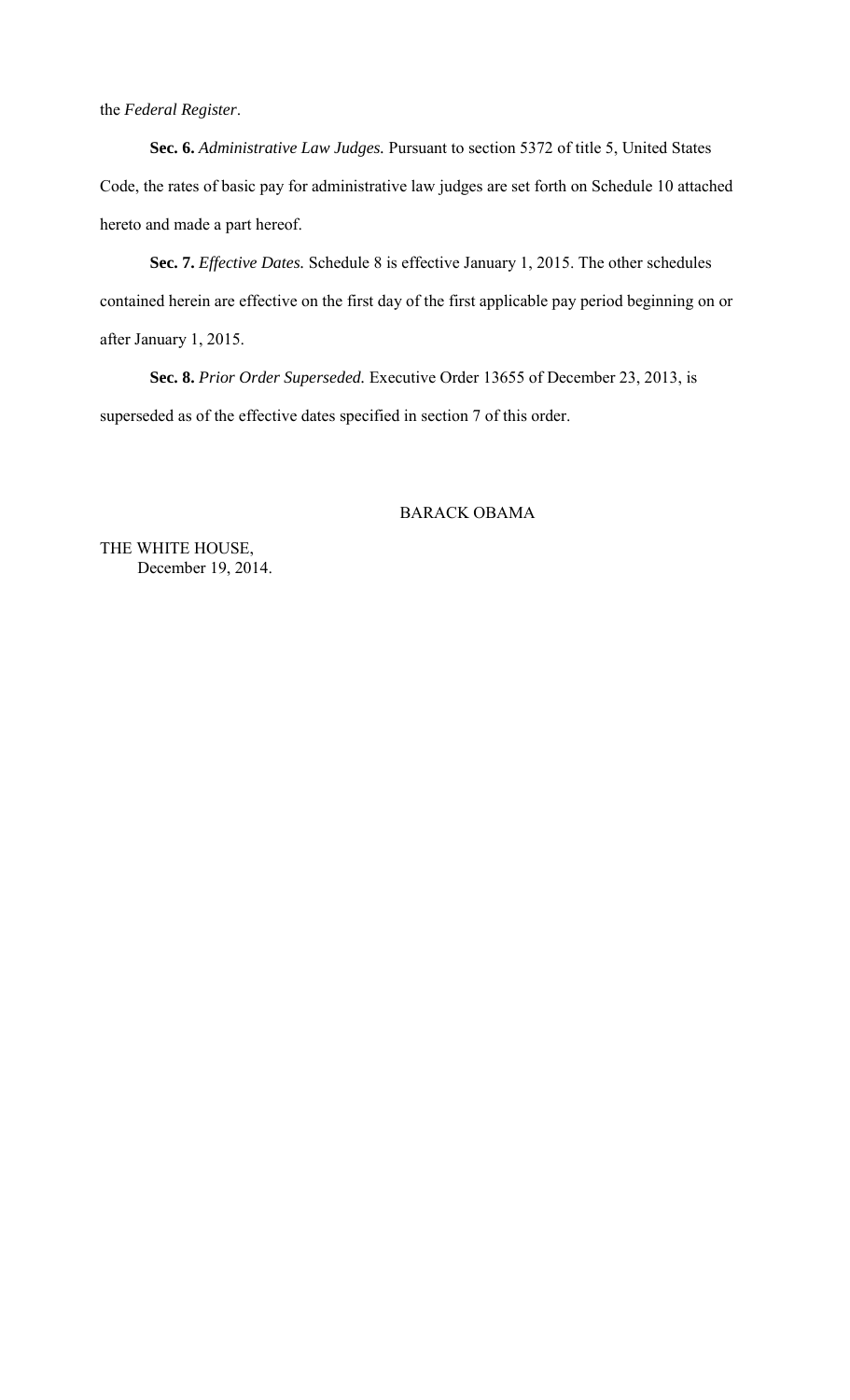the *Federal Register*.

**Sec. 6.** *Administrative Law Judges.* Pursuant to section 5372 of title 5, United States Code, the rates of basic pay for administrative law judges are set forth on Schedule 10 attached hereto and made a part hereof.

**Sec. 7.** *Effective Dates.* Schedule 8 is effective January 1, 2015. The other schedules contained herein are effective on the first day of the first applicable pay period beginning on or after January 1, 2015.

**Sec. 8.** *Prior Order Superseded.* Executive Order 13655 of December 23, 2013, is superseded as of the effective dates specified in section 7 of this order.

BARACK OBAMA

THE WHITE HOUSE,
December 19, 2014.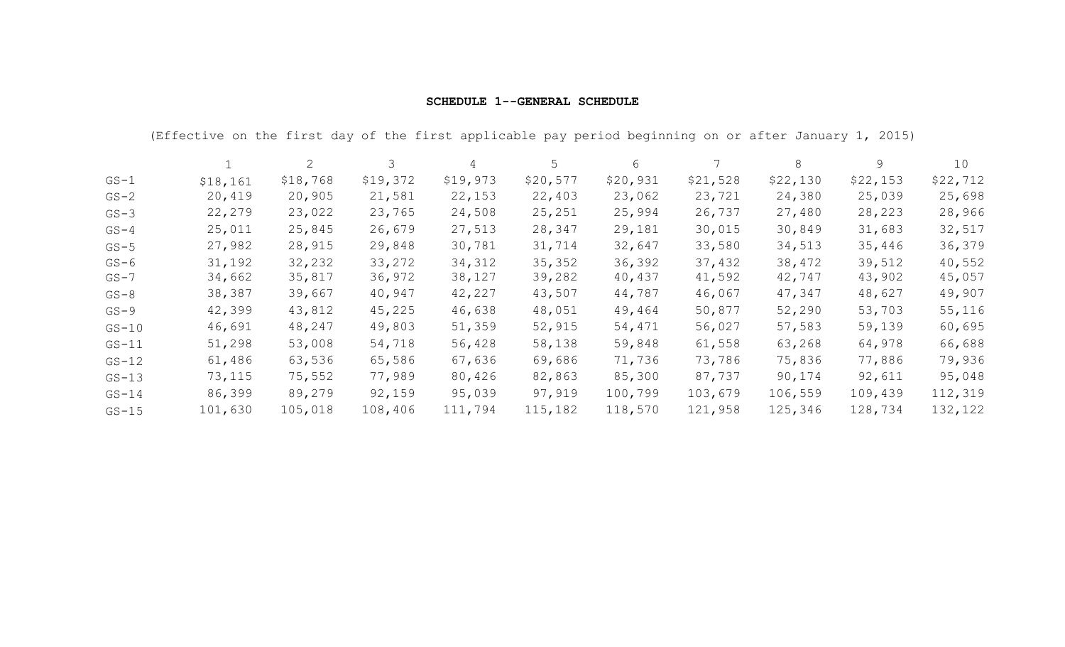**SCHEDULE 1--GENERAL SCHEDULE**

(Effective on the first day of the first applicable pay period beginning on or after January 1, 2015)

| | 1 | 2 | 3 | 4 | 5 | 6 | 7 | 8 | 9 | 10 |
|---|---|---|---|---|---|---|---|---|---|---|
| GS-1 | $18,161 | $18,768 | $19,372 | $19,973 | $20,577 | $20,931 | $21,528 | $22,130 | $22,153 | $22,712 |
| GS-2 | 20,419 | 20,905 | 21,581 | 22,153 | 22,403 | 23,062 | 23,721 | 24,380 | 25,039 | 25,698 |
| GS-3 | 22,279 | 23,022 | 23,765 | 24,508 | 25,251 | 25,994 | 26,737 | 27,480 | 28,223 | 28,966 |
| GS-4 | 25,011 | 25,845 | 26,679 | 27,513 | 28,347 | 29,181 | 30,015 | 30,849 | 31,683 | 32,517 |
| GS-5 | 27,982 | 28,915 | 29,848 | 30,781 | 31,714 | 32,647 | 33,580 | 34,513 | 35,446 | 36,379 |
| GS-6 | 31,192 | 32,232 | 33,272 | 34,312 | 35,352 | 36,392 | 37,432 | 38,472 | 39,512 | 40,552 |
| GS-7 | 34,662 | 35,817 | 36,972 | 38,127 | 39,282 | 40,437 | 41,592 | 42,747 | 43,902 | 45,057 |
| GS-8 | 38,387 | 39,667 | 40,947 | 42,227 | 43,507 | 44,787 | 46,067 | 47,347 | 48,627 | 49,907 |
| GS-9 | 42,399 | 43,812 | 45,225 | 46,638 | 48,051 | 49,464 | 50,877 | 52,290 | 53,703 | 55,116 |
| GS-10 | 46,691 | 48,247 | 49,803 | 51,359 | 52,915 | 54,471 | 56,027 | 57,583 | 59,139 | 60,695 |
| GS-11 | 51,298 | 53,008 | 54,718 | 56,428 | 58,138 | 59,848 | 61,558 | 63,268 | 64,978 | 66,688 |
| GS-12 | 61,486 | 63,536 | 65,586 | 67,636 | 69,686 | 71,736 | 73,786 | 75,836 | 77,886 | 79,936 |
| GS-13 | 73,115 | 75,552 | 77,989 | 80,426 | 82,863 | 85,300 | 87,737 | 90,174 | 92,611 | 95,048 |
| GS-14 | 86,399 | 89,279 | 92,159 | 95,039 | 97,919 | 100,799 | 103,679 | 106,559 | 109,439 | 112,319 |
| GS-15 | 101,630 | 105,018 | 108,406 | 111,794 | 115,182 | 118,570 | 121,958 | 125,346 | 128,734 | 132,122 |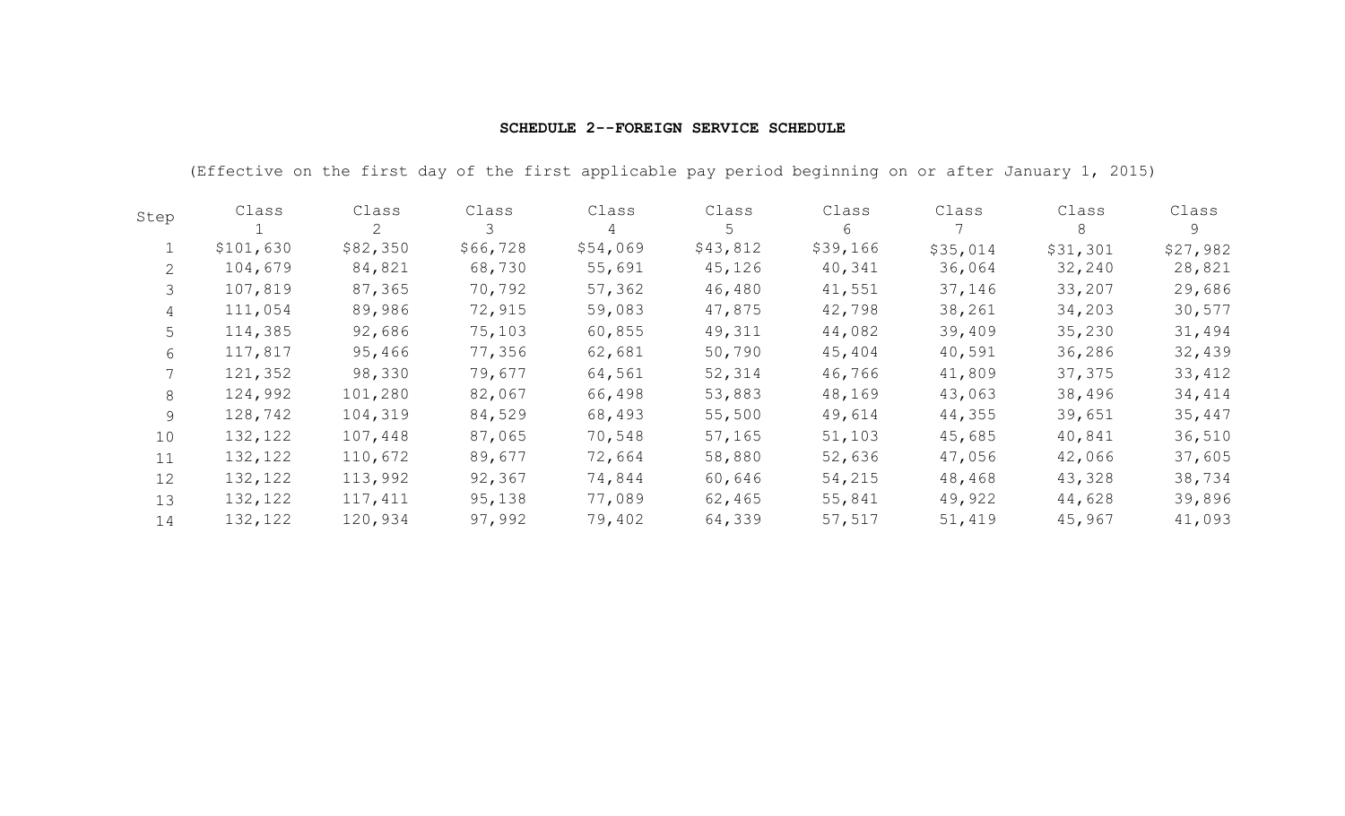**SCHEDULE 2--FOREIGN SERVICE SCHEDULE**

(Effective on the first day of the first applicable pay period beginning on or after January 1, 2015)

| Step | Class 1 | Class 2 | Class 3 | Class 4 | Class 5 | Class 6 | Class 7 | Class 8 | Class 9 |
|---|---|---|---|---|---|---|---|---|---|
| 1 | $101,630 | $82,350 | $66,728 | $54,069 | $43,812 | $39,166 | $35,014 | $31,301 | $27,982 |
| 2 | 104,679 | 84,821 | 68,730 | 55,691 | 45,126 | 40,341 | 36,064 | 32,240 | 28,821 |
| 3 | 107,819 | 87,365 | 70,792 | 57,362 | 46,480 | 41,551 | 37,146 | 33,207 | 29,686 |
| 4 | 111,054 | 89,986 | 72,915 | 59,083 | 47,875 | 42,798 | 38,261 | 34,203 | 30,577 |
| 5 | 114,385 | 92,686 | 75,103 | 60,855 | 49,311 | 44,082 | 39,409 | 35,230 | 31,494 |
| 6 | 117,817 | 95,466 | 77,356 | 62,681 | 50,790 | 45,404 | 40,591 | 36,286 | 32,439 |
| 7 | 121,352 | 98,330 | 79,677 | 64,561 | 52,314 | 46,766 | 41,809 | 37,375 | 33,412 |
| 8 | 124,992 | 101,280 | 82,067 | 66,498 | 53,883 | 48,169 | 43,063 | 38,496 | 34,414 |
| 9 | 128,742 | 104,319 | 84,529 | 68,493 | 55,500 | 49,614 | 44,355 | 39,651 | 35,447 |
| 10 | 132,122 | 107,448 | 87,065 | 70,548 | 57,165 | 51,103 | 45,685 | 40,841 | 36,510 |
| 11 | 132,122 | 110,672 | 89,677 | 72,664 | 58,880 | 52,636 | 47,056 | 42,066 | 37,605 |
| 12 | 132,122 | 113,992 | 92,367 | 74,844 | 60,646 | 54,215 | 48,468 | 43,328 | 38,734 |
| 13 | 132,122 | 117,411 | 95,138 | 77,089 | 62,465 | 55,841 | 49,922 | 44,628 | 39,896 |
| 14 | 132,122 | 120,934 | 97,992 | 79,402 | 64,339 | 57,517 | 51,419 | 45,967 | 41,093 |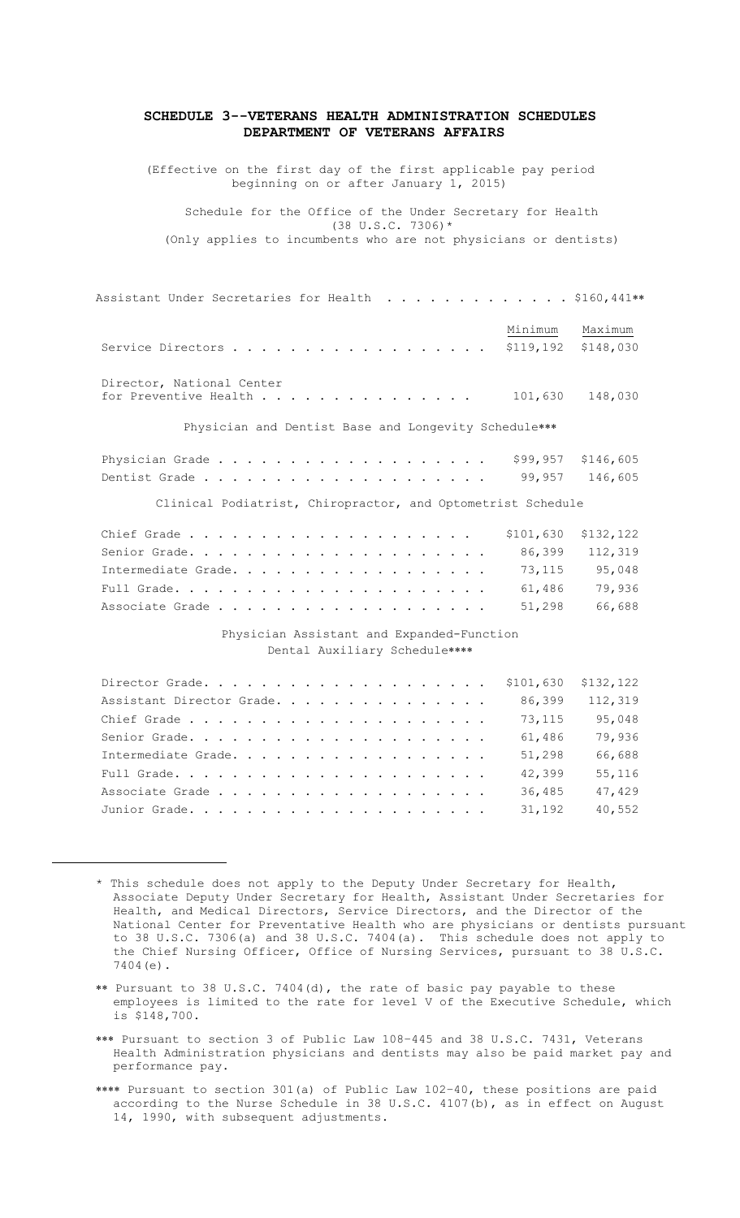## SCHEDULE 3--VETERANS HEALTH ADMINISTRATION SCHEDULES
## DEPARTMENT OF VETERANS AFFAIRS

(Effective on the first day of the first applicable pay period beginning on or after January 1, 2015)

Schedule for the Office of the Under Secretary for Health
(38 U.S.C. 7306)*
(Only applies to incumbents who are not physicians or dentists)

Assistant Under Secretaries for Health . . . . . . . . . . . . . $160,441**

| | Minimum | Maximum |
|---|---|---|
| Service Directors | $119,192 | $148,030 |
| Director, National Center for Preventive Health | 101,630 | 148,030 |

Physician and Dentist Base and Longevity Schedule***

| | Minimum | Maximum |
|---|---|---|
| Physician Grade | $99,957 | $146,605 |
| Dentist Grade | 99,957 | 146,605 |

Clinical Podiatrist, Chiropractor, and Optometrist Schedule

| | Minimum | Maximum |
|---|---|---|
| Chief Grade | $101,630 | $132,122 |
| Senior Grade | 86,399 | 112,319 |
| Intermediate Grade | 73,115 | 95,048 |
| Full Grade | 61,486 | 79,936 |
| Associate Grade | 51,298 | 66,688 |

Physician Assistant and Expanded-Function Dental Auxiliary Schedule****

| | Minimum | Maximum |
|---|---|---|
| Director Grade | $101,630 | $132,122 |
| Assistant Director Grade | 86,399 | 112,319 |
| Chief Grade | 73,115 | 95,048 |
| Senior Grade | 61,486 | 79,936 |
| Intermediate Grade | 51,298 | 66,688 |
| Full Grade | 42,399 | 55,116 |
| Associate Grade | 36,485 | 47,429 |
| Junior Grade | 31,192 | 40,552 |

---

\* This schedule does not apply to the Deputy Under Secretary for Health, Associate Deputy Under Secretary for Health, Assistant Under Secretaries for Health, and Medical Directors, Service Directors, and the Director of the National Center for Preventative Health who are physicians or dentists pursuant to 38 U.S.C. 7306(a) and 38 U.S.C. 7404(a). This schedule does not apply to the Chief Nursing Officer, Office of Nursing Services, pursuant to 38 U.S.C. 7404(e).

\** Pursuant to 38 U.S.C. 7404(d), the rate of basic pay payable to these employees is limited to the rate for level V of the Executive Schedule, which is $148,700.

\*** Pursuant to section 3 of Public Law 108-445 and 38 U.S.C. 7431, Veterans Health Administration physicians and dentists may also be paid market pay and performance pay.

\**** Pursuant to section 301(a) of Public Law 102-40, these positions are paid according to the Nurse Schedule in 38 U.S.C. 4107(b), as in effect on August 14, 1990, with subsequent adjustments.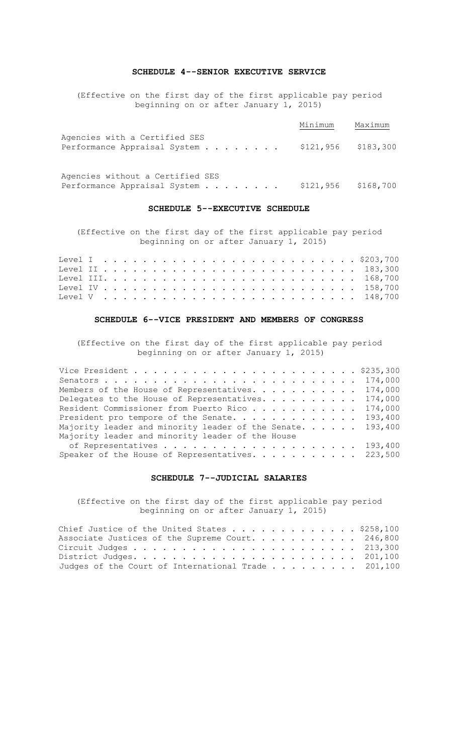## SCHEDULE 4--SENIOR EXECUTIVE SERVICE

(Effective on the first day of the first applicable pay period beginning on or after January 1, 2015)

| | Minimum | Maximum |
|---|---|---|
| Agencies with a Certified SES Performance Appraisal System | $121,956 | $183,300 |
| Agencies without a Certified SES Performance Appraisal System | $121,956 | $168,700 |

## SCHEDULE 5--EXECUTIVE SCHEDULE

(Effective on the first day of the first applicable pay period beginning on or after January 1, 2015)

| | |
|---|---|
| Level I | $203,700 |
| Level II | 183,300 |
| Level III | 168,700 |
| Level IV | 158,700 |
| Level V | 148,700 |

## SCHEDULE 6--VICE PRESIDENT AND MEMBERS OF CONGRESS

(Effective on the first day of the first applicable pay period beginning on or after January 1, 2015)

| | |
|---|---|
| Vice President | $235,300 |
| Senators | 174,000 |
| Members of the House of Representatives | 174,000 |
| Delegates to the House of Representatives | 174,000 |
| Resident Commissioner from Puerto Rico | 174,000 |
| President pro tempore of the Senate | 193,400 |
| Majority leader and minority leader of the Senate | 193,400 |
| Majority leader and minority leader of the House of Representatives | 193,400 |
| Speaker of the House of Representatives | 223,500 |

## SCHEDULE 7--JUDICIAL SALARIES

(Effective on the first day of the first applicable pay period beginning on or after January 1, 2015)

| | |
|---|---|
| Chief Justice of the United States | $258,100 |
| Associate Justices of the Supreme Court | 246,800 |
| Circuit Judges | 213,300 |
| District Judges | 201,100 |
| Judges of the Court of International Trade | 201,100 |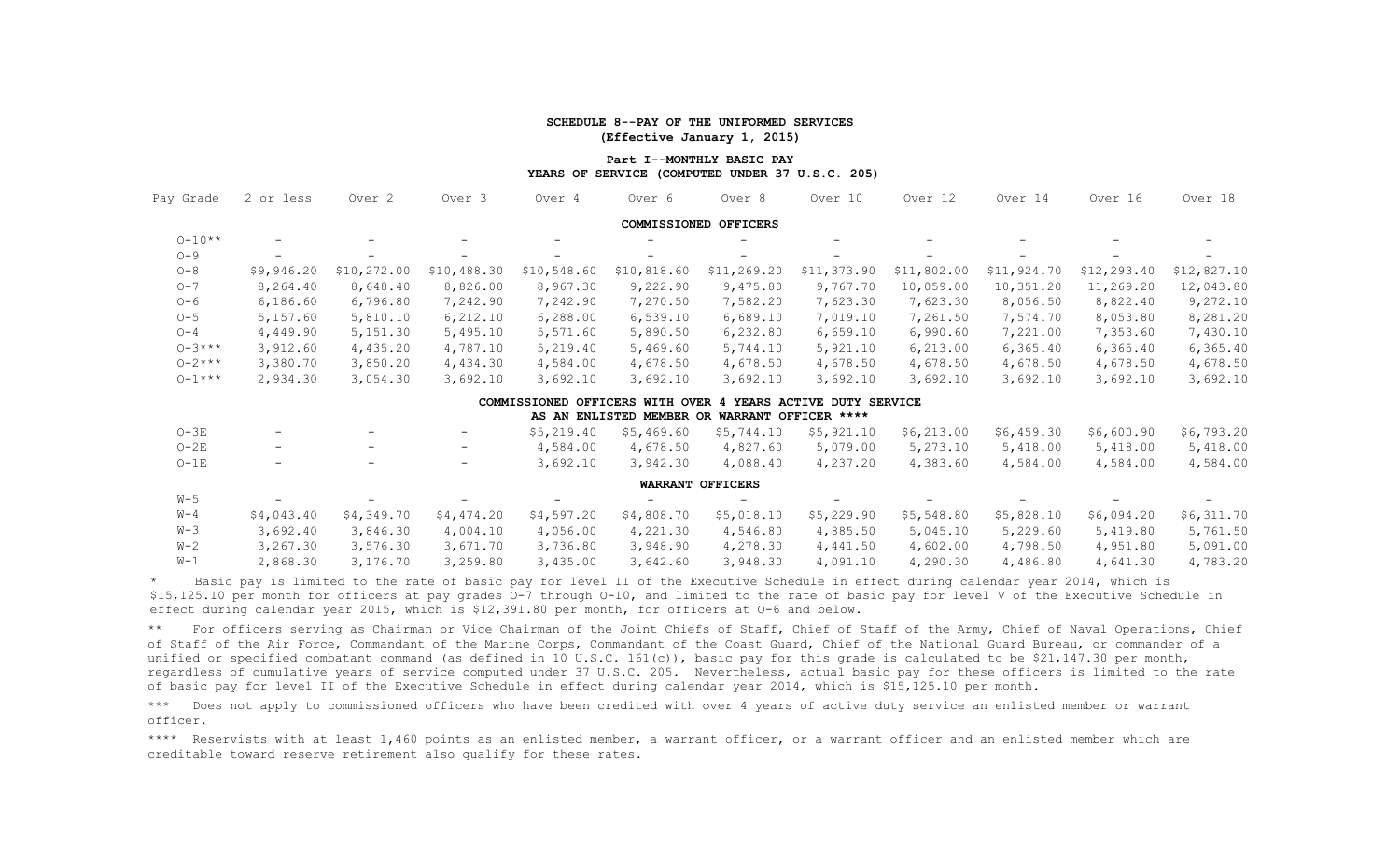**SCHEDULE 8--PAY OF THE UNIFORMED SERVICES**
**(Effective January 1, 2015)**

**Part I--MONTHLY BASIC PAY**
**YEARS OF SERVICE (COMPUTED UNDER 37 U.S.C. 205)**

| Pay Grade | 2 or less | Over 2 | Over 3 | Over 4 | Over 6 | Over 8 | Over 10 | Over 12 | Over 14 | Over 16 | Over 18 |
|---|---|---|---|---|---|---|---|---|---|---|---|
| | | | | | | **COMMISSIONED OFFICERS** | | | | | |
| O-10** | - | - | - | - | - | - | - | - | - | - | - |
| O-9 | - | - | - | - | - | - | - | - | - | - | - |
| O-8 | $9,946.20 | $10,272.00 | $10,488.30 | $10,548.60 | $10,818.60 | $11,269.20 | $11,373.90 | $11,802.00 | $11,924.70 | $12,293.40 | $12,827.10 |
| O-7 | 8,264.40 | 8,648.40 | 8,826.00 | 8,967.30 | 9,222.90 | 9,475.80 | 9,767.70 | 10,059.00 | 10,351.20 | 11,269.20 | 12,043.80 |
| O-6 | 6,186.60 | 6,796.80 | 7,242.90 | 7,242.90 | 7,270.50 | 7,582.20 | 7,623.30 | 7,623.30 | 8,056.50 | 8,822.40 | 9,272.10 |
| O-5 | 5,157.60 | 5,810.10 | 6,212.10 | 6,288.00 | 6,539.10 | 6,689.10 | 7,019.10 | 7,261.50 | 7,574.70 | 8,053.80 | 8,281.20 |
| O-4 | 4,449.90 | 5,151.30 | 5,495.10 | 5,571.60 | 5,890.50 | 6,232.80 | 6,659.10 | 6,990.60 | 7,221.00 | 7,353.60 | 7,430.10 |
| O-3*** | 3,912.60 | 4,435.20 | 4,787.10 | 5,219.40 | 5,469.60 | 5,744.10 | 5,921.10 | 6,213.00 | 6,365.40 | 6,365.40 | 6,365.40 |
| O-2*** | 3,380.70 | 3,850.20 | 4,434.30 | 4,584.00 | 4,678.50 | 4,678.50 | 4,678.50 | 4,678.50 | 4,678.50 | 4,678.50 | 4,678.50 |
| O-1*** | 2,934.30 | 3,054.30 | 3,692.10 | 3,692.10 | 3,692.10 | 3,692.10 | 3,692.10 | 3,692.10 | 3,692.10 | 3,692.10 | 3,692.10 |
| | | | | | | **COMMISSIONED OFFICERS WITH OVER 4 YEARS ACTIVE DUTY SERVICE AS AN ENLISTED MEMBER OR WARRANT OFFICER \*\*\*\*** | | | | | |
| O-3E | - | - | - | $5,219.40 | $5,469.60 | $5,744.10 | $5,921.10 | $6,213.00 | $6,459.30 | $6,600.90 | $6,793.20 |
| O-2E | - | - | - | 4,584.00 | 4,678.50 | 4,827.60 | 5,079.00 | 5,273.10 | 5,418.00 | 5,418.00 | 5,418.00 |
| O-1E | - | - | - | 3,692.10 | 3,942.30 | 4,088.40 | 4,237.20 | 4,383.60 | 4,584.00 | 4,584.00 | 4,584.00 |
| | | | | | | **WARRANT OFFICERS** | | | | | |
| W-5 | - | - | - | - | - | - | - | - | - | - | - |
| W-4 | $4,043.40 | $4,349.70 | $4,474.20 | $4,597.20 | $4,808.70 | $5,018.10 | $5,229.90 | $5,548.80 | $5,828.10 | $6,094.20 | $6,311.70 |
| W-3 | 3,692.40 | 3,846.30 | 4,004.10 | 4,056.00 | 4,221.30 | 4,546.80 | 4,885.50 | 5,045.10 | 5,229.60 | 5,419.80 | 5,761.50 |
| W-2 | 3,267.30 | 3,576.30 | 3,671.70 | 3,736.80 | 3,948.90 | 4,278.30 | 4,441.50 | 4,602.00 | 4,798.50 | 4,951.80 | 5,091.00 |
| W-1 | 2,868.30 | 3,176.70 | 3,259.80 | 3,435.00 | 3,642.60 | 3,948.30 | 4,091.10 | 4,290.30 | 4,486.80 | 4,641.30 | 4,783.20 |

\* Basic pay is limited to the rate of basic pay for level II of the Executive Schedule in effect during calendar year 2014, which is $15,125.10 per month for officers at pay grades O-7 through O-10, and limited to the rate of basic pay for level V of the Executive Schedule in effect during calendar year 2015, which is $12,391.80 per month, for officers at O-6 and below.

\*\* For officers serving as Chairman or Vice Chairman of the Joint Chiefs of Staff, Chief of Staff of the Army, Chief of Naval Operations, Chief of Staff of the Air Force, Commandant of the Marine Corps, Commandant of the Coast Guard, Chief of the National Guard Bureau, or commander of a unified or specified combatant command (as defined in 10 U.S.C. 161(c)), basic pay for this grade is calculated to be $21,147.30 per month, regardless of cumulative years of service computed under 37 U.S.C. 205. Nevertheless, actual basic pay for these officers is limited to the rate of basic pay for level II of the Executive Schedule in effect during calendar year 2014, which is $15,125.10 per month.

\*\*\* Does not apply to commissioned officers who have been credited with over 4 years of active duty service an enlisted member or warrant officer.

\*\*\*\* Reservists with at least 1,460 points as an enlisted member, a warrant officer, or a warrant officer and an enlisted member which are creditable toward reserve retirement also qualify for these rates.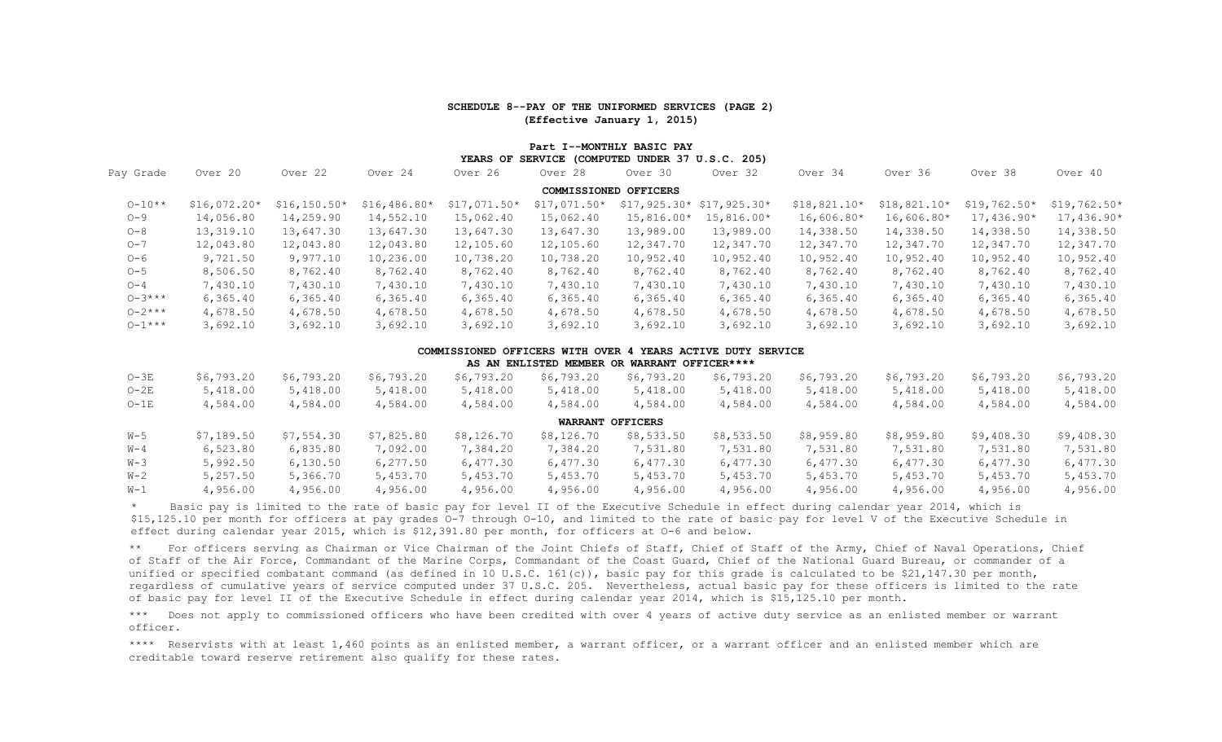**SCHEDULE 8--PAY OF THE UNIFORMED SERVICES (PAGE 2)**
**(Effective January 1, 2015)**

**Part I--MONTHLY BASIC PAY**
**YEARS OF SERVICE (COMPUTED UNDER 37 U.S.C. 205)**

| Pay Grade | Over 20 | Over 22 | Over 24 | Over 26 | Over 28 | Over 30 | Over 32 | Over 34 | Over 36 | Over 38 | Over 40 |
|---|---|---|---|---|---|---|---|---|---|---|---|
| **COMMISSIONED OFFICERS** | | | | | | | | | | | |
| O-10** | $16,072.20* | $16,150.50* | $16,486.80* | $17,071.50* | $17,071.50* | $17,925.30* | $17,925.30* | $18,821.10* | $18,821.10* | $19,762.50* | $19,762.50* |
| O-9 | 14,056.80 | 14,259.90 | 14,552.10 | 15,062.40 | 15,062.40 | 15,816.00* | 15,816.00* | 16,606.80* | 16,606.80* | 17,436.90* | 17,436.90* |
| O-8 | 13,319.10 | 13,647.30 | 13,647.30 | 13,647.30 | 13,647.30 | 13,989.00 | 13,989.00 | 14,338.50 | 14,338.50 | 14,338.50 | 14,338.50 |
| O-7 | 12,043.80 | 12,043.80 | 12,043.80 | 12,105.60 | 12,105.60 | 12,347.70 | 12,347.70 | 12,347.70 | 12,347.70 | 12,347.70 | 12,347.70 |
| O-6 | 9,721.50 | 9,977.10 | 10,236.00 | 10,738.20 | 10,738.20 | 10,952.40 | 10,952.40 | 10,952.40 | 10,952.40 | 10,952.40 | 10,952.40 |
| O-5 | 8,506.50 | 8,762.40 | 8,762.40 | 8,762.40 | 8,762.40 | 8,762.40 | 8,762.40 | 8,762.40 | 8,762.40 | 8,762.40 | 8,762.40 |
| O-4 | 7,430.10 | 7,430.10 | 7,430.10 | 7,430.10 | 7,430.10 | 7,430.10 | 7,430.10 | 7,430.10 | 7,430.10 | 7,430.10 | 7,430.10 |
| O-3*** | 6,365.40 | 6,365.40 | 6,365.40 | 6,365.40 | 6,365.40 | 6,365.40 | 6,365.40 | 6,365.40 | 6,365.40 | 6,365.40 | 6,365.40 |
| O-2*** | 4,678.50 | 4,678.50 | 4,678.50 | 4,678.50 | 4,678.50 | 4,678.50 | 4,678.50 | 4,678.50 | 4,678.50 | 4,678.50 | 4,678.50 |
| O-1*** | 3,692.10 | 3,692.10 | 3,692.10 | 3,692.10 | 3,692.10 | 3,692.10 | 3,692.10 | 3,692.10 | 3,692.10 | 3,692.10 | 3,692.10 |
| **COMMISSIONED OFFICERS WITH OVER 4 YEARS ACTIVE DUTY SERVICE AS AN ENLISTED MEMBER OR WARRANT OFFICER**** | | | | | | | | | | | |
| O-3E | $6,793.20 | $6,793.20 | $6,793.20 | $6,793.20 | $6,793.20 | $6,793.20 | $6,793.20 | $6,793.20 | $6,793.20 | $6,793.20 | $6,793.20 |
| O-2E | 5,418.00 | 5,418.00 | 5,418.00 | 5,418.00 | 5,418.00 | 5,418.00 | 5,418.00 | 5,418.00 | 5,418.00 | 5,418.00 | 5,418.00 |
| O-1E | 4,584.00 | 4,584.00 | 4,584.00 | 4,584.00 | 4,584.00 | 4,584.00 | 4,584.00 | 4,584.00 | 4,584.00 | 4,584.00 | 4,584.00 |
| **WARRANT OFFICERS** | | | | | | | | | | | |
| W-5 | $7,189.50 | $7,554.30 | $7,825.80 | $8,126.70 | $8,126.70 | $8,533.50 | $8,533.50 | $8,959.80 | $8,959.80 | $9,408.30 | $9,408.30 |
| W-4 | 6,523.80 | 6,835.80 | 7,092.00 | 7,384.20 | 7,384.20 | 7,531.80 | 7,531.80 | 7,531.80 | 7,531.80 | 7,531.80 | 7,531.80 |
| W-3 | 5,992.50 | 6,130.50 | 6,277.50 | 6,477.30 | 6,477.30 | 6,477.30 | 6,477.30 | 6,477.30 | 6,477.30 | 6,477.30 | 6,477.30 |
| W-2 | 5,257.50 | 5,366.70 | 5,453.70 | 5,453.70 | 5,453.70 | 5,453.70 | 5,453.70 | 5,453.70 | 5,453.70 | 5,453.70 | 5,453.70 |
| W-1 | 4,956.00 | 4,956.00 | 4,956.00 | 4,956.00 | 4,956.00 | 4,956.00 | 4,956.00 | 4,956.00 | 4,956.00 | 4,956.00 | 4,956.00 |

\* Basic pay is limited to the rate of basic pay for level II of the Executive Schedule in effect during calendar year 2014, which is $15,125.10 per month for officers at pay grades O-7 through O-10, and limited to the rate of basic pay for level V of the Executive Schedule in effect during calendar year 2015, which is $12,391.80 per month, for officers at O-6 and below.

** For officers serving as Chairman or Vice Chairman of the Joint Chiefs of Staff, Chief of Staff of the Army, Chief of Naval Operations, Chief of Staff of the Air Force, Commandant of the Marine Corps, Commandant of the Coast Guard, Chief of the National Guard Bureau, or commander of a unified or specified combatant command (as defined in 10 U.S.C. 161(c)), basic pay for this grade is calculated to be $21,147.30 per month, regardless of cumulative years of service computed under 37 U.S.C. 205. Nevertheless, actual basic pay for these officers is limited to the rate of basic pay for level II of the Executive Schedule in effect during calendar year 2014, which is $15,125.10 per month.

*** Does not apply to commissioned officers who have been credited with over 4 years of active duty service as an enlisted member or warrant officer.

**** Reservists with at least 1,460 points as an enlisted member, a warrant officer, or a warrant officer and an enlisted member which are creditable toward reserve retirement also qualify for these rates.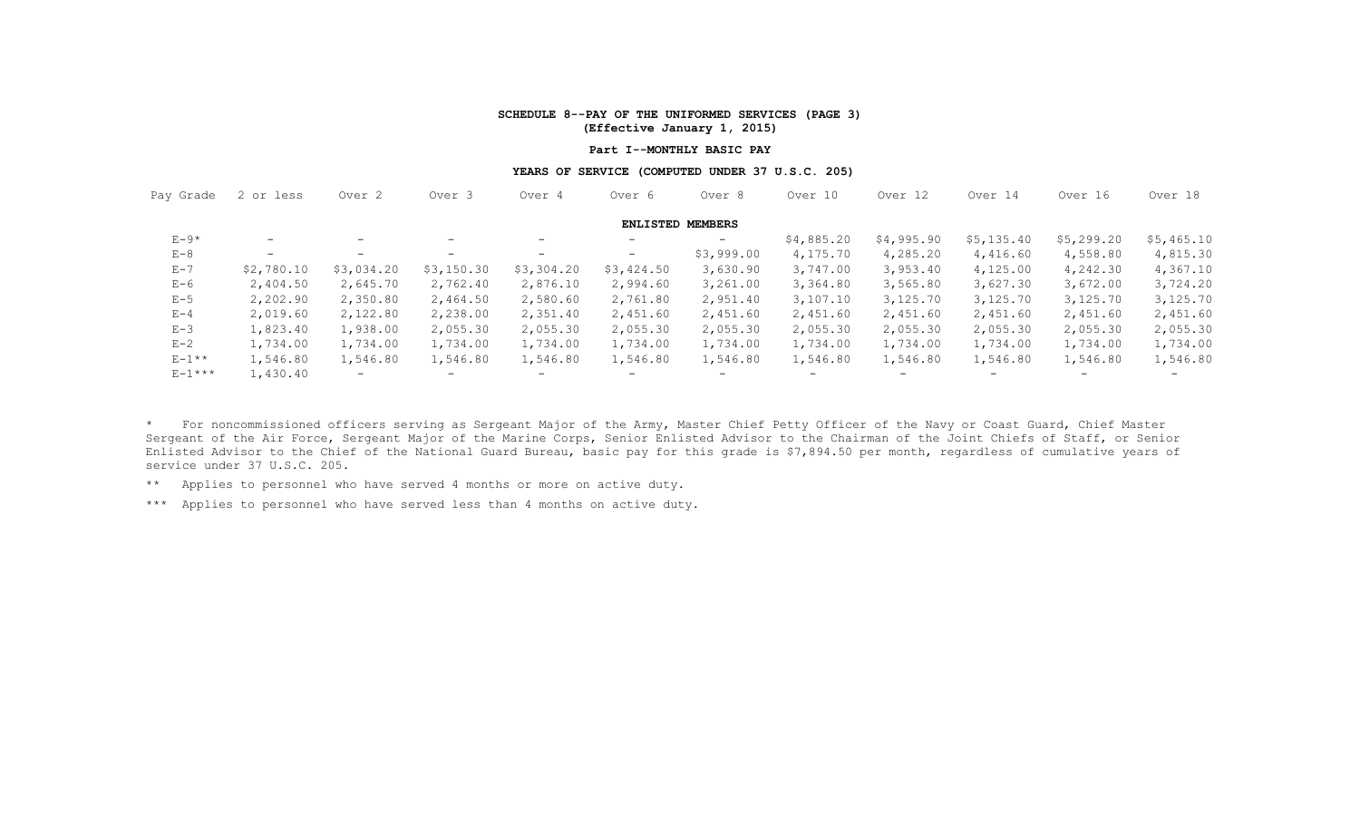**SCHEDULE 8--PAY OF THE UNIFORMED SERVICES (PAGE 3)**
**(Effective January 1, 2015)**

**Part I--MONTHLY BASIC PAY**

**YEARS OF SERVICE (COMPUTED UNDER 37 U.S.C. 205)**

| Pay Grade | 2 or less | Over 2 | Over 3 | Over 4 | Over 6 | Over 8 | Over 10 | Over 12 | Over 14 | Over 16 | Over 18 |
|---|---|---|---|---|---|---|---|---|---|---|---|
| | | | | | | **ENLISTED MEMBERS** | | | | | |
| E-9* | - | - | - | - | - | - | $4,885.20 | $4,995.90 | $5,135.40 | $5,299.20 | $5,465.10 |
| E-8 | - | - | - | - | - | $3,999.00 | 4,175.70 | 4,285.20 | 4,416.60 | 4,558.80 | 4,815.30 |
| E-7 | $2,780.10 | $3,034.20 | $3,150.30 | $3,304.20 | $3,424.50 | 3,630.90 | 3,747.00 | 3,953.40 | 4,125.00 | 4,242.30 | 4,367.10 |
| E-6 | 2,404.50 | 2,645.70 | 2,762.40 | 2,876.10 | 2,994.60 | 3,261.00 | 3,364.80 | 3,565.80 | 3,627.30 | 3,672.00 | 3,724.20 |
| E-5 | 2,202.90 | 2,350.80 | 2,464.50 | 2,580.60 | 2,761.80 | 2,951.40 | 3,107.10 | 3,125.70 | 3,125.70 | 3,125.70 | 3,125.70 |
| E-4 | 2,019.60 | 2,122.80 | 2,238.00 | 2,351.40 | 2,451.60 | 2,451.60 | 2,451.60 | 2,451.60 | 2,451.60 | 2,451.60 | 2,451.60 |
| E-3 | 1,823.40 | 1,938.00 | 2,055.30 | 2,055.30 | 2,055.30 | 2,055.30 | 2,055.30 | 2,055.30 | 2,055.30 | 2,055.30 | 2,055.30 |
| E-2 | 1,734.00 | 1,734.00 | 1,734.00 | 1,734.00 | 1,734.00 | 1,734.00 | 1,734.00 | 1,734.00 | 1,734.00 | 1,734.00 | 1,734.00 |
| E-1** | 1,546.80 | 1,546.80 | 1,546.80 | 1,546.80 | 1,546.80 | 1,546.80 | 1,546.80 | 1,546.80 | 1,546.80 | 1,546.80 | 1,546.80 |
| E-1*** | 1,430.40 | - | - | - | - | - | - | - | - | - | - |

\* For noncommissioned officers serving as Sergeant Major of the Army, Master Chief Petty Officer of the Navy or Coast Guard, Chief Master Sergeant of the Air Force, Sergeant Major of the Marine Corps, Senior Enlisted Advisor to the Chairman of the Joint Chiefs of Staff, or Senior Enlisted Advisor to the Chief of the National Guard Bureau, basic pay for this grade is $7,894.50 per month, regardless of cumulative years of service under 37 U.S.C. 205.

** Applies to personnel who have served 4 months or more on active duty.

*** Applies to personnel who have served less than 4 months on active duty.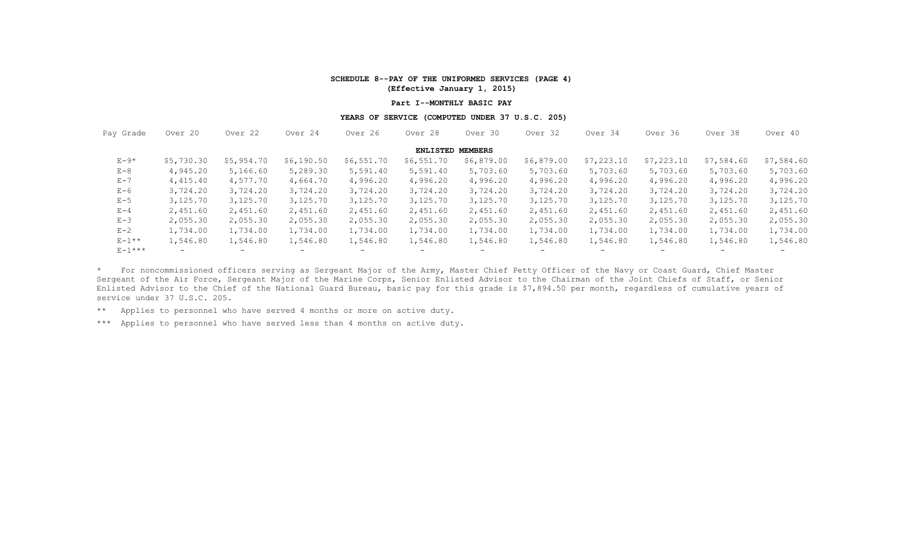**SCHEDULE 8--PAY OF THE UNIFORMED SERVICES (PAGE 4)**
**(Effective January 1, 2015)**

**Part I--MONTHLY BASIC PAY**

**YEARS OF SERVICE (COMPUTED UNDER 37 U.S.C. 205)**

| Pay Grade | Over 20 | Over 22 | Over 24 | Over 26 | Over 28 | Over 30 | Over 32 | Over 34 | Over 36 | Over 38 | Over 40 |
|---|---|---|---|---|---|---|---|---|---|---|---|
| | | | | | **ENLISTED MEMBERS** | | | | | | |
| E-9* | $5,730.30 | $5,954.70 | $6,190.50 | $6,551.70 | $6,551.70 | $6,879.00 | $6,879.00 | $7,223.10 | $7,223.10 | $7,584.60 | $7,584.60 |
| E-8 | 4,945.20 | 5,166.60 | 5,289.30 | 5,591.40 | 5,591.40 | 5,703.60 | 5,703.60 | 5,703.60 | 5,703.60 | 5,703.60 | 5,703.60 |
| E-7 | 4,415.40 | 4,577.70 | 4,664.70 | 4,996.20 | 4,996.20 | 4,996.20 | 4,996.20 | 4,996.20 | 4,996.20 | 4,996.20 | 4,996.20 |
| E-6 | 3,724.20 | 3,724.20 | 3,724.20 | 3,724.20 | 3,724.20 | 3,724.20 | 3,724.20 | 3,724.20 | 3,724.20 | 3,724.20 | 3,724.20 |
| E-5 | 3,125.70 | 3,125.70 | 3,125.70 | 3,125.70 | 3,125.70 | 3,125.70 | 3,125.70 | 3,125.70 | 3,125.70 | 3,125.70 | 3,125.70 |
| E-4 | 2,451.60 | 2,451.60 | 2,451.60 | 2,451.60 | 2,451.60 | 2,451.60 | 2,451.60 | 2,451.60 | 2,451.60 | 2,451.60 | 2,451.60 |
| E-3 | 2,055.30 | 2,055.30 | 2,055.30 | 2,055.30 | 2,055.30 | 2,055.30 | 2,055.30 | 2,055.30 | 2,055.30 | 2,055.30 | 2,055.30 |
| E-2 | 1,734.00 | 1,734.00 | 1,734.00 | 1,734.00 | 1,734.00 | 1,734.00 | 1,734.00 | 1,734.00 | 1,734.00 | 1,734.00 | 1,734.00 |
| E-1** | 1,546.80 | 1,546.80 | 1,546.80 | 1,546.80 | 1,546.80 | 1,546.80 | 1,546.80 | 1,546.80 | 1,546.80 | 1,546.80 | 1,546.80 |
| E-1*** | - | - | - | - | - | - | - | - | - | - | - |

\* For noncommissioned officers serving as Sergeant Major of the Army, Master Chief Petty Officer of the Navy or Coast Guard, Chief Master Sergeant of the Air Force, Sergeant Major of the Marine Corps, Senior Enlisted Advisor to the Chairman of the Joint Chiefs of Staff, or Senior Enlisted Advisor to the Chief of the National Guard Bureau, basic pay for this grade is $7,894.50 per month, regardless of cumulative years of service under 37 U.S.C. 205.

\** Applies to personnel who have served 4 months or more on active duty.

\*** Applies to personnel who have served less than 4 months on active duty.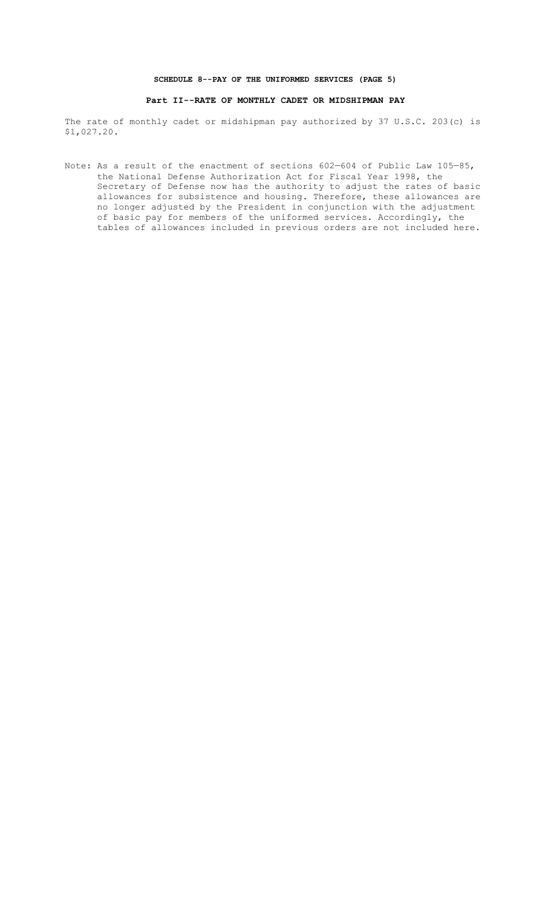**SCHEDULE 8--PAY OF THE UNIFORMED SERVICES (PAGE 5)**

**Part II--RATE OF MONTHLY CADET OR MIDSHIPMAN PAY**

The rate of monthly cadet or midshipman pay authorized by 37 U.S.C. 203(c) is $1,027.20.

Note: As a result of the enactment of sections 602—604 of Public Law 105—85, the National Defense Authorization Act for Fiscal Year 1998, the Secretary of Defense now has the authority to adjust the rates of basic allowances for subsistence and housing. Therefore, these allowances are no longer adjusted by the President in conjunction with the adjustment of basic pay for members of the uniformed services. Accordingly, the tables of allowances included in previous orders are not included here.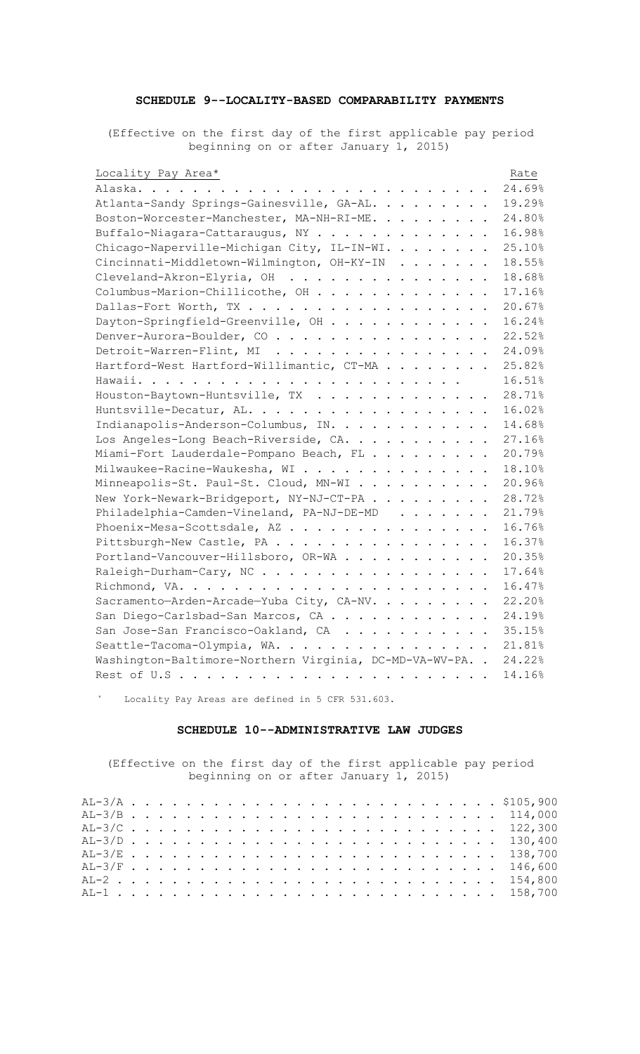## SCHEDULE 9--LOCALITY-BASED COMPARABILITY PAYMENTS

(Effective on the first day of the first applicable pay period beginning on or after January 1, 2015)

| Locality Pay Area* | Rate |
|---|---|
| Alaska | 24.69% |
| Atlanta-Sandy Springs-Gainesville, GA-AL | 19.29% |
| Boston-Worcester-Manchester, MA-NH-RI-ME | 24.80% |
| Buffalo-Niagara-Cattaraugus, NY | 16.98% |
| Chicago-Naperville-Michigan City, IL-IN-WI | 25.10% |
| Cincinnati-Middletown-Wilmington, OH-KY-IN | 18.55% |
| Cleveland-Akron-Elyria, OH | 18.68% |
| Columbus-Marion-Chillicothe, OH | 17.16% |
| Dallas-Fort Worth, TX | 20.67% |
| Dayton-Springfield-Greenville, OH | 16.24% |
| Denver-Aurora-Boulder, CO | 22.52% |
| Detroit-Warren-Flint, MI | 24.09% |
| Hartford-West Hartford-Willimantic, CT-MA | 25.82% |
| Hawaii | 16.51% |
| Houston-Baytown-Huntsville, TX | 28.71% |
| Huntsville-Decatur, AL | 16.02% |
| Indianapolis-Anderson-Columbus, IN | 14.68% |
| Los Angeles-Long Beach-Riverside, CA | 27.16% |
| Miami-Fort Lauderdale-Pompano Beach, FL | 20.79% |
| Milwaukee-Racine-Waukesha, WI | 18.10% |
| Minneapolis-St. Paul-St. Cloud, MN-WI | 20.96% |
| New York-Newark-Bridgeport, NY-NJ-CT-PA | 28.72% |
| Philadelphia-Camden-Vineland, PA-NJ-DE-MD | 21.79% |
| Phoenix-Mesa-Scottsdale, AZ | 16.76% |
| Pittsburgh-New Castle, PA | 16.37% |
| Portland-Vancouver-Hillsboro, OR-WA | 20.35% |
| Raleigh-Durham-Cary, NC | 17.64% |
| Richmond, VA | 16.47% |
| Sacramento—Arden-Arcade—Yuba City, CA-NV | 22.20% |
| San Diego-Carlsbad-San Marcos, CA | 24.19% |
| San Jose-San Francisco-Oakland, CA | 35.15% |
| Seattle-Tacoma-Olympia, WA | 21.81% |
| Washington-Baltimore-Northern Virginia, DC-MD-VA-WV-PA | 24.22% |
| Rest of U.S | 14.16% |

\* Locality Pay Areas are defined in 5 CFR 531.603.

## SCHEDULE 10--ADMINISTRATIVE LAW JUDGES

(Effective on the first day of the first applicable pay period beginning on or after January 1, 2015)

| | |
|---|---|
| AL-3/A | $105,900 |
| AL-3/B | 114,000 |
| AL-3/C | 122,300 |
| AL-3/D | 130,400 |
| AL-3/E | 138,700 |
| AL-3/F | 146,600 |
| AL-2 | 154,800 |
| AL-1 | 158,700 |